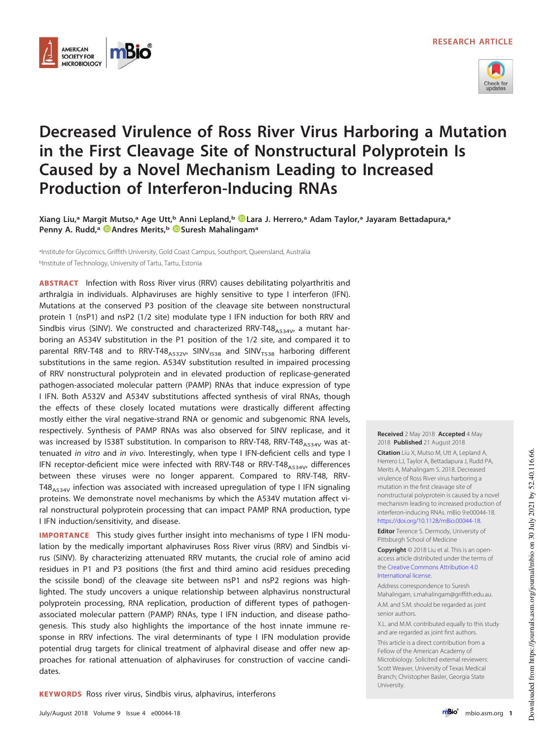RESEARCH ARTICLE

# Decreased Virulence of Ross River Virus Harboring a Mutation in the First Cleavage Site of Nonstructural Polyprotein Is Caused by a Novel Mechanism Leading to Increased Production of Interferon-Inducing RNAs

**Xiang Liu,[a] Margit Mutso,[a] Age Utt,[b] Anni Lepland,[b] Lara J. Herrero,[a] Adam Taylor,[a] Jayaram Bettadapura,[a] Penny A. Rudd,[a] Andres Merits,[b] Suresh Mahalingam[a]**

[a]Institute for Glycomics, Griffith University, Gold Coast Campus, Southport, Queensland, Australia
[b]Institute of Technology, University of Tartu, Tartu, Estonia

**ABSTRACT** Infection with Ross River virus (RRV) causes debilitating polyarthritis and arthralgia in individuals. Alphaviruses are highly sensitive to type I interferon (IFN). Mutations at the conserved P3 position of the cleavage site between nonstructural protein 1 (nsP1) and nsP2 (1/2 site) modulate type I IFN induction for both RRV and Sindbis virus (SINV). We constructed and characterized RRV-T48$_{A534V}$, a mutant harboring an A534V substitution in the P1 position of the 1/2 site, and compared it to parental RRV-T48 and to RRV-T48$_{A532V}$, SINV$_{I538}$ and SINV$_{T538}$ harboring different substitutions in the same region. A534V substitution resulted in impaired processing of RRV nonstructural polyprotein and in elevated production of replicase-generated pathogen-associated molecular pattern (PAMP) RNAs that induce expression of type I IFN. Both A532V and A534V substitutions affected synthesis of viral RNAs, though the effects of these closely located mutations were drastically different affecting mostly either the viral negative-strand RNA or genomic and subgenomic RNA levels, respectively. Synthesis of PAMP RNAs was also observed for SINV replicase, and it was increased by I538T substitution. In comparison to RRV-T48, RRV-T48$_{A534V}$ was attenuated *in vitro* and *in vivo*. Interestingly, when type I IFN-deficient cells and type I IFN receptor-deficient mice were infected with RRV-T48 or RRV-T48$_{A534V}$, differences between these viruses were no longer apparent. Compared to RRV-T48, RRV-T48$_{A534V}$ infection was associated with increased upregulation of type I IFN signaling proteins. We demonstrate novel mechanisms by which the A534V mutation affect viral nonstructural polyprotein processing that can impact PAMP RNA production, type I IFN induction/sensitivity, and disease.

**IMPORTANCE** This study gives further insight into mechanisms of type I IFN modulation by the medically important alphaviruses Ross River virus (RRV) and Sindbis virus (SINV). By characterizing attenuated RRV mutants, the crucial role of amino acid residues in P1 and P3 positions (the first and third amino acid residues preceding the scissile bond) of the cleavage site between nsP1 and nsP2 regions was highlighted. The study uncovers a unique relationship between alphavirus nonstructural polyprotein processing, RNA replication, production of different types of pathogen-associated molecular pattern (PAMP) RNAs, type I IFN induction, and disease pathogenesis. This study also highlights the importance of the host innate immune response in RRV infections. The viral determinants of type I IFN modulation provide potential drug targets for clinical treatment of alphaviral disease and offer new approaches for rational attenuation of alphaviruses for construction of vaccine candidates.

**KEYWORDS** Ross river virus, Sindbis virus, alphavirus, interferons

**Received** 2 May 2018 **Accepted** 4 May 2018 **Published** 21 August 2018

**Citation** Liu X, Mutso M, Utt A, Lepland A, Herrero LJ, Taylor A, Bettadapura J, Rudd PA, Merits A, Mahalingam S. 2018. Decreased virulence of Ross River virus harboring a mutation in the first cleavage site of nonstructural polyprotein is caused by a novel mechanism leading to increased production of interferon-inducing RNAs. mBio 9:e00044-18. https://doi.org/10.1128/mBio.00044-18.

**Editor** Terence S. Dermody, University of Pittsburgh School of Medicine

**Copyright** © 2018 Liu et al. This is an open-access article distributed under the terms of the Creative Commons Attribution 4.0 International license.

Address correspondence to Suresh Mahalingam, s.mahalingam@griffith.edu.au.

A.M. and S.M. should be regarded as joint senior authors.

X.L. and M.M. contributed equally to this study and are regarded as joint first authors.

This article is a direct contribution from a Fellow of the American Academy of Microbiology. Solicited external reviewers: Scott Weaver, University of Texas Medical Branch; Christopher Basler, Georgia State University.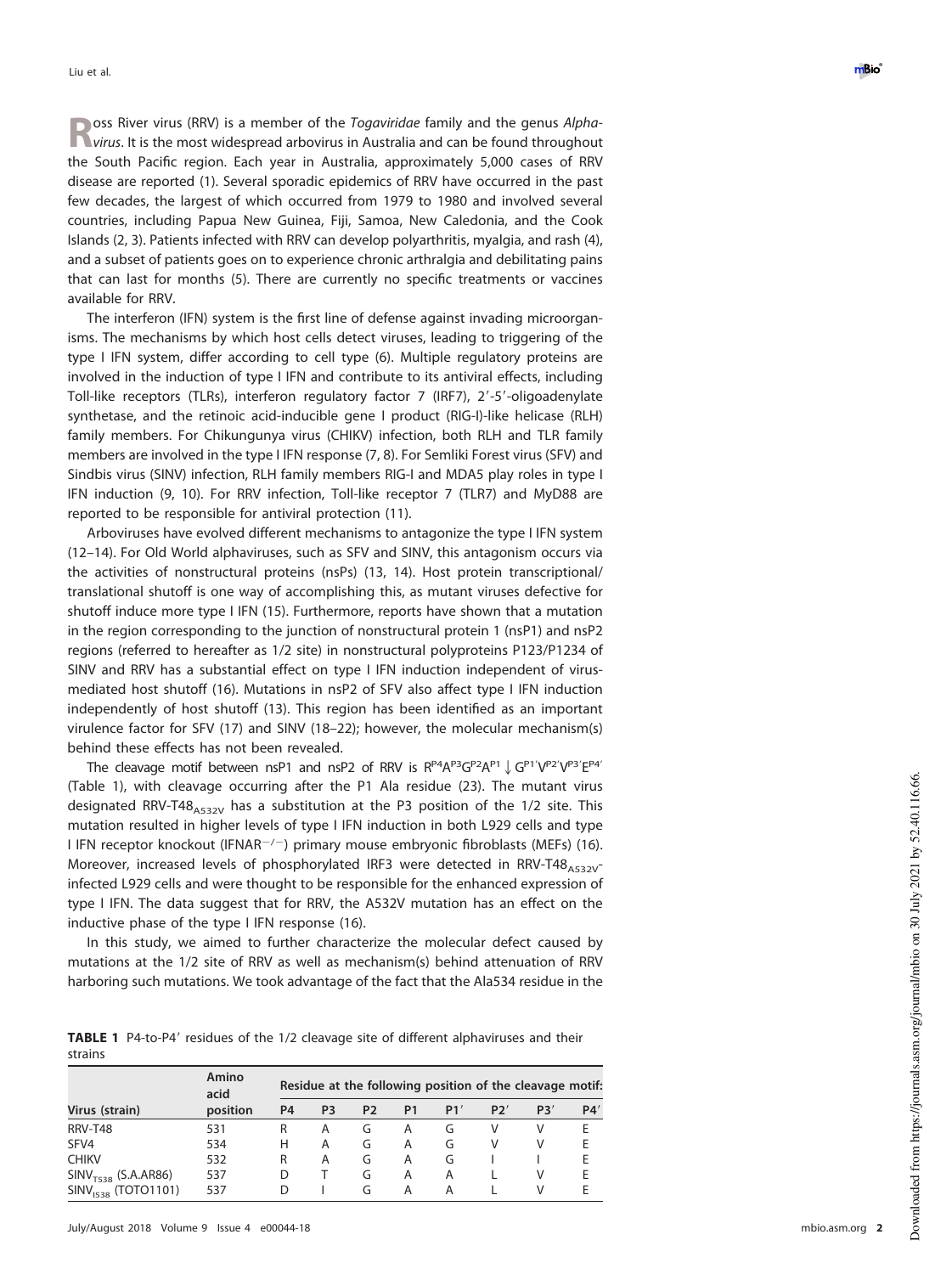Ross River virus (RRV) is a member of the *Togaviridae* family and the genus *Alphavirus*. It is the most widespread arbovirus in Australia and can be found throughout the South Pacific region. Each year in Australia, approximately 5,000 cases of RRV disease are reported (1). Several sporadic epidemics of RRV have occurred in the past few decades, the largest of which occurred from 1979 to 1980 and involved several countries, including Papua New Guinea, Fiji, Samoa, New Caledonia, and the Cook Islands (2, 3). Patients infected with RRV can develop polyarthritis, myalgia, and rash (4), and a subset of patients goes on to experience chronic arthralgia and debilitating pains that can last for months (5). There are currently no specific treatments or vaccines available for RRV.

The interferon (IFN) system is the first line of defense against invading microorganisms. The mechanisms by which host cells detect viruses, leading to triggering of the type I IFN system, differ according to cell type (6). Multiple regulatory proteins are involved in the induction of type I IFN and contribute to its antiviral effects, including Toll-like receptors (TLRs), interferon regulatory factor 7 (IRF7), 2′-5′-oligoadenylate synthetase, and the retinoic acid-inducible gene I product (RIG-I)-like helicase (RLH) family members. For Chikungunya virus (CHIKV) infection, both RLH and TLR family members are involved in the type I IFN response (7, 8). For Semliki Forest virus (SFV) and Sindbis virus (SINV) infection, RLH family members RIG-I and MDA5 play roles in type I IFN induction (9, 10). For RRV infection, Toll-like receptor 7 (TLR7) and MyD88 are reported to be responsible for antiviral protection (11).

Arboviruses have evolved different mechanisms to antagonize the type I IFN system (12–14). For Old World alphaviruses, such as SFV and SINV, this antagonism occurs via the activities of nonstructural proteins (nsPs) (13, 14). Host protein transcriptional/translational shutoff is one way of accomplishing this, as mutant viruses defective for shutoff induce more type I IFN (15). Furthermore, reports have shown that a mutation in the region corresponding to the junction of nonstructural protein 1 (nsP1) and nsP2 regions (referred to hereafter as 1/2 site) in nonstructural polyproteins P123/P1234 of SINV and RRV has a substantial effect on type I IFN induction independent of virus-mediated host shutoff (16). Mutations in nsP2 of SFV also affect type I IFN induction independently of host shutoff (13). This region has been identified as an important virulence factor for SFV (17) and SINV (18–22); however, the molecular mechanism(s) behind these effects has not been revealed.

The cleavage motif between nsP1 and nsP2 of RRV is $R^{P4}A^{P3}G^{P2}A^{P1} \downarrow G^{P1'}V^{P2'}V^{P3'}E^{P4'}$ (Table 1), with cleavage occurring after the P1 Ala residue (23). The mutant virus designated RRV-T48$_{A532V}$ has a substitution at the P3 position of the 1/2 site. This mutation resulted in higher levels of type I IFN induction in both L929 cells and type I IFN receptor knockout (IFNAR$^{-/-}$) primary mouse embryonic fibroblasts (MEFs) (16). Moreover, increased levels of phosphorylated IRF3 were detected in RRV-T48$_{A532V}$-infected L929 cells and were thought to be responsible for the enhanced expression of type I IFN. The data suggest that for RRV, the A532V mutation has an effect on the inductive phase of the type I IFN response (16).

In this study, we aimed to further characterize the molecular defect caused by mutations at the 1/2 site of RRV as well as mechanism(s) behind attenuation of RRV harboring such mutations. We took advantage of the fact that the Ala534 residue in the

**TABLE 1** P4-to-P4′ residues of the 1/2 cleavage site of different alphaviruses and their strains

| Virus (strain) | Amino acid position | Residue at the following position of the cleavage motif: | | | | | | | |
|---|---|---|---|---|---|---|---|---|---|
| | | P4 | P3 | P2 | P1 | P1′ | P2′ | P3′ | P4′ |
| RRV-T48 | 531 | R | A | G | A | G | V | V | E |
| SFV4 | 534 | H | A | G | A | G | V | V | E |
| CHIKV | 532 | R | A | G | A | G | I | I | E |
| SINV$_{T538}$ (S.A.AR86) | 537 | D | T | G | A | A | L | V | E |
| SINV$_{I538}$ (TOTO1101) | 537 | D | I | G | A | A | L | V | E |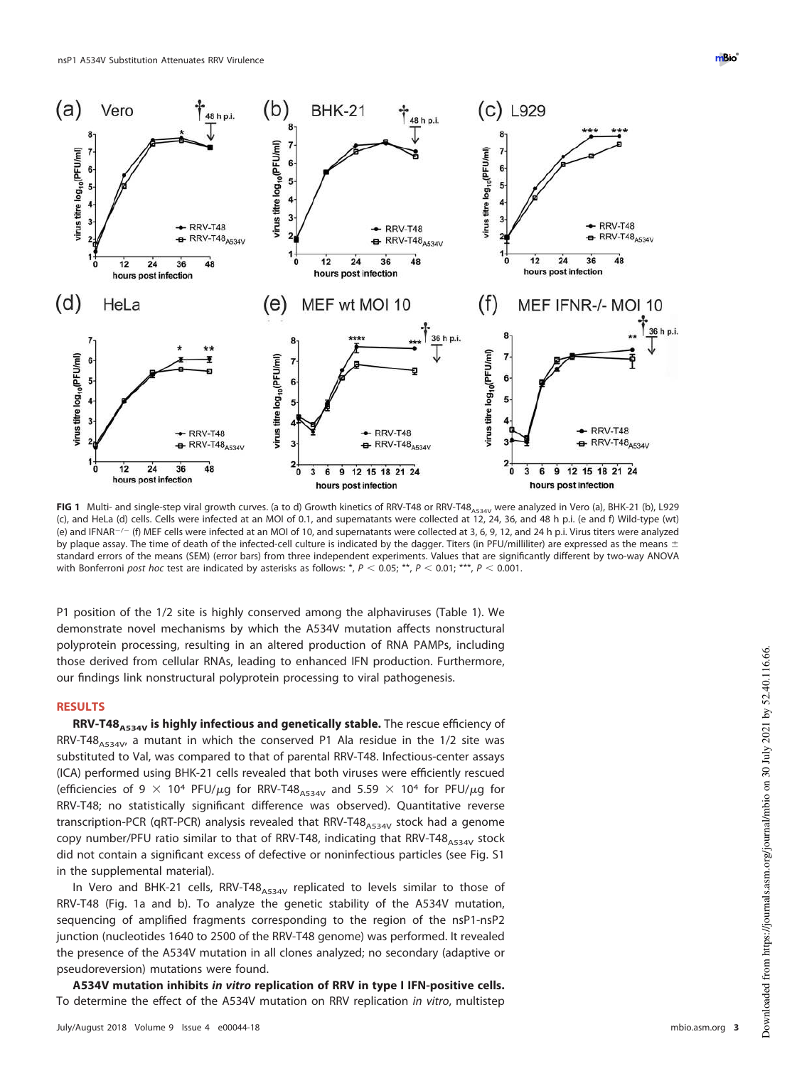(a) Vero

48 h p.i.

virus titre $\log_{10}$(PFU/ml)

hours post infection

RRV-T48

RRV-T48$_{A534V}$

(b) BHK-21

48 h p.i.

virus titre $\log_{10}$(PFU/ml)

hours post infection

RRV-T48

RRV-T48$_{A534V}$

(c) L929

virus titre $\log_{10}$(PFU/ml)

hours post infection

RRV-T48

RRV-T48$_{A534V}$

(d) HeLa

virus titre $\log_{10}$(PFU/ml)

hours post infection

RRV-T48

RRV-T48$_{A534V}$

(e) MEF wt MOI 10

36 h p.i.

virus titre $\log_{10}$(PFU/ml)

hours post infection

RRV-T48

RRV-T48$_{A534V}$

(f) MEF IFNR-/- MOI 10

36 h p.i.

virus titre $\log_{10}$(PFU/ml)

hours post infection

RRV-T48

RRV-T48$_{A534V}$

**FIG 1** Multi- and single-step viral growth curves. (a to d) Growth kinetics of RRV-T48 or RRV-T48$_{A534V}$ were analyzed in Vero (a), BHK-21 (b), L929 (c), and HeLa (d) cells. Cells were infected at an MOI of 0.1, and supernatants were collected at 12, 24, 36, and 48 h p.i. (e and f) Wild-type (wt) (e) and IFNAR$^{-/-}$ (f) MEF cells were infected at an MOI of 10, and supernatants were collected at 3, 6, 9, 12, and 24 h p.i. Virus titers were analyzed by plaque assay. The time of death of the infected-cell culture is indicated by the dagger. Titers (in PFU/milliliter) are expressed as the means ± standard errors of the means (SEM) (error bars) from three independent experiments. Values that are significantly different by two-way ANOVA with Bonferroni *post hoc* test are indicated by asterisks as follows: *, $P < 0.05$; **, $P < 0.01$; ***, $P < 0.001$.

P1 position of the 1/2 site is highly conserved among the alphaviruses (Table 1). We demonstrate novel mechanisms by which the A534V mutation affects nonstructural polyprotein processing, resulting in an altered production of RNA PAMPs, including those derived from cellular RNAs, leading to enhanced IFN production. Furthermore, our findings link nonstructural polyprotein processing to viral pathogenesis.

## RESULTS

**RRV-T48$_{A534V}$ is highly infectious and genetically stable.** The rescue efficiency of RRV-T48$_{A534V}$, a mutant in which the conserved P1 Ala residue in the 1/2 site was substituted to Val, was compared to that of parental RRV-T48. Infectious-center assays (ICA) performed using BHK-21 cells revealed that both viruses were efficiently rescued (efficiencies of $9 \times 10^4$ PFU/μg for RRV-T48$_{A534V}$ and $5.59 \times 10^4$ for PFU/μg for RRV-T48; no statistically significant difference was observed). Quantitative reverse transcription-PCR (qRT-PCR) analysis revealed that RRV-T48$_{A534V}$ stock had a genome copy number/PFU ratio similar to that of RRV-T48, indicating that RRV-T48$_{A534V}$ stock did not contain a significant excess of defective or noninfectious particles (see Fig. S1 in the supplemental material).

In Vero and BHK-21 cells, RRV-T48$_{A534V}$ replicated to levels similar to those of RRV-T48 (Fig. 1a and b). To analyze the genetic stability of the A534V mutation, sequencing of amplified fragments corresponding to the region of the nsP1-nsP2 junction (nucleotides 1640 to 2500 of the RRV-T48 genome) was performed. It revealed the presence of the A534V mutation in all clones analyzed; no secondary (adaptive or pseudoreversion) mutations were found.

**A534V mutation inhibits *in vitro* replication of RRV in type I IFN-positive cells.** To determine the effect of the A534V mutation on RRV replication *in vitro*, multistep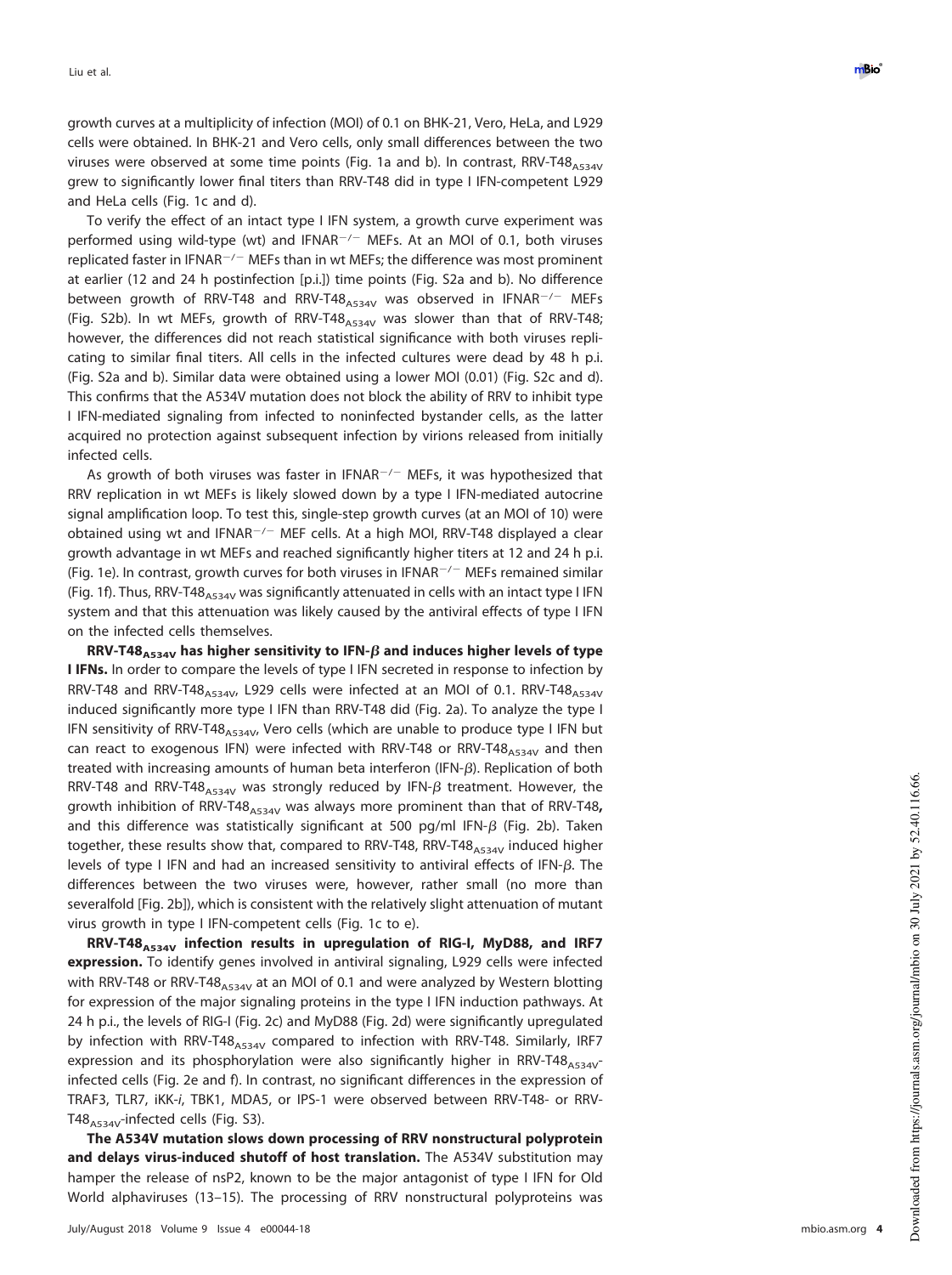growth curves at a multiplicity of infection (MOI) of 0.1 on BHK-21, Vero, HeLa, and L929 cells were obtained. In BHK-21 and Vero cells, only small differences between the two viruses were observed at some time points (Fig. 1a and b). In contrast, RRV-T48$_{A534V}$ grew to significantly lower final titers than RRV-T48 did in type I IFN-competent L929 and HeLa cells (Fig. 1c and d).

To verify the effect of an intact type I IFN system, a growth curve experiment was performed using wild-type (wt) and IFNAR$^{-/-}$ MEFs. At an MOI of 0.1, both viruses replicated faster in IFNAR$^{-/-}$ MEFs than in wt MEFs; the difference was most prominent at earlier (12 and 24 h postinfection [p.i.]) time points (Fig. S2a and b). No difference between growth of RRV-T48 and RRV-T48$_{A534V}$ was observed in IFNAR$^{-/-}$ MEFs (Fig. S2b). In wt MEFs, growth of RRV-T48$_{A534V}$ was slower than that of RRV-T48; however, the differences did not reach statistical significance with both viruses replicating to similar final titers. All cells in the infected cultures were dead by 48 h p.i. (Fig. S2a and b). Similar data were obtained using a lower MOI (0.01) (Fig. S2c and d). This confirms that the A534V mutation does not block the ability of RRV to inhibit type I IFN-mediated signaling from infected to noninfected bystander cells, as the latter acquired no protection against subsequent infection by virions released from initially infected cells.

As growth of both viruses was faster in IFNAR$^{-/-}$ MEFs, it was hypothesized that RRV replication in wt MEFs is likely slowed down by a type I IFN-mediated autocrine signal amplification loop. To test this, single-step growth curves (at an MOI of 10) were obtained using wt and IFNAR$^{-/-}$ MEF cells. At a high MOI, RRV-T48 displayed a clear growth advantage in wt MEFs and reached significantly higher titers at 12 and 24 h p.i. (Fig. 1e). In contrast, growth curves for both viruses in IFNAR$^{-/-}$ MEFs remained similar (Fig. 1f). Thus, RRV-T48$_{A534V}$ was significantly attenuated in cells with an intact type I IFN system and that this attenuation was likely caused by the antiviral effects of type I IFN on the infected cells themselves.

**RRV-T48$_{A534V}$ has higher sensitivity to IFN-$\beta$ and induces higher levels of type I IFNs.** In order to compare the levels of type I IFN secreted in response to infection by RRV-T48 and RRV-T48$_{A534V}$, L929 cells were infected at an MOI of 0.1. RRV-T48$_{A534V}$ induced significantly more type I IFN than RRV-T48 did (Fig. 2a). To analyze the type I IFN sensitivity of RRV-T48$_{A534V}$, Vero cells (which are unable to produce type I IFN but can react to exogenous IFN) were infected with RRV-T48 or RRV-T48$_{A534V}$ and then treated with increasing amounts of human beta interferon (IFN-$\beta$). Replication of both RRV-T48 and RRV-T48$_{A534V}$ was strongly reduced by IFN-$\beta$ treatment. However, the growth inhibition of RRV-T48$_{A534V}$ was always more prominent than that of RRV-T48**,** and this difference was statistically significant at 500 pg/ml IFN-$\beta$ (Fig. 2b). Taken together, these results show that, compared to RRV-T48, RRV-T48$_{A534V}$ induced higher levels of type I IFN and had an increased sensitivity to antiviral effects of IFN-$\beta$. The differences between the two viruses were, however, rather small (no more than severalfold [Fig. 2b]), which is consistent with the relatively slight attenuation of mutant virus growth in type I IFN-competent cells (Fig. 1c to e).

**RRV-T48$_{A534V}$ infection results in upregulation of RIG-I, MyD88, and IRF7 expression.** To identify genes involved in antiviral signaling, L929 cells were infected with RRV-T48 or RRV-T48$_{A534V}$ at an MOI of 0.1 and were analyzed by Western blotting for expression of the major signaling proteins in the type I IFN induction pathways. At 24 h p.i., the levels of RIG-I (Fig. 2c) and MyD88 (Fig. 2d) were significantly upregulated by infection with RRV-T48$_{A534V}$ compared to infection with RRV-T48. Similarly, IRF7 expression and its phosphorylation were also significantly higher in RRV-T48$_{A534V}$-infected cells (Fig. 2e and f). In contrast, no significant differences in the expression of TRAF3, TLR7, iKK-*i*, TBK1, MDA5, or IPS-1 were observed between RRV-T48- or RRV-T48$_{A534V}$-infected cells (Fig. S3).

**The A534V mutation slows down processing of RRV nonstructural polyprotein and delays virus-induced shutoff of host translation.** The A534V substitution may hamper the release of nsP2, known to be the major antagonist of type I IFN for Old World alphaviruses (13–15). The processing of RRV nonstructural polyproteins was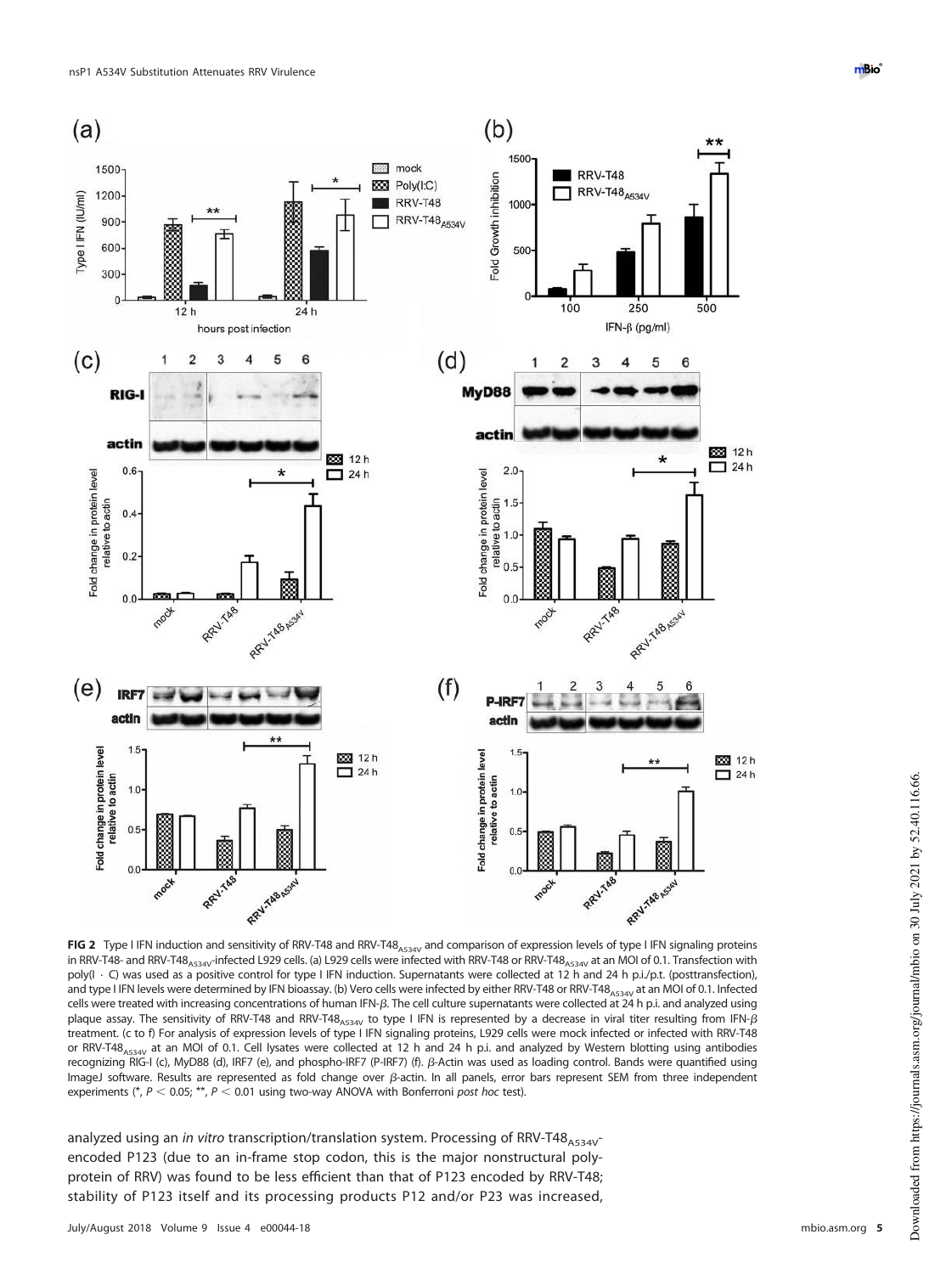(a)

Type I IFN (IU/ml)

1500
1200
900
600
300
0

mock
Poly(I:C)
RRV-T48
RRV-T48A534V

**
*

12 h
24 h

hours post infection

(b)

Fold Growth inhibition

1500
1000
500
0

RRV-T48
RRV-T48A534V

**

100
250
500

IFN-β (pg/ml)

(c)

1 2 3 4 5 6

RIG-I

actin

12 h
24 h

Fold change in protein level relative to actin

0.6
0.4
0.2
0.0

*

mock
RRV-T48
RRV-T48A534V

(d)

1 2 3 4 5 6

MyD88

actin

12 h
24 h

Fold change in protein level relative to actin

2.0
1.5
1.0
0.5
0.0

*

mock
RRV-T48
RRV-T48A534V

(e)

IRF7

actin

12 h
24 h

Fold change in protein level relative to actin

1.5
1.0
0.5
0.0

**

mock
RRV-T48
RRV-T48A534V

(f)

1 2 3 4 5 6

P-IRF7

actin

12 h
24 h

Fold change in protein level relative to actin

1.5
1.0
0.5
0.0

**

mock
RRV-T48
RRV-T48A534V

**FIG 2** Type I IFN induction and sensitivity of RRV-T48 and RRV-T48$_{A534V}$ and comparison of expression levels of type I IFN signaling proteins in RRV-T48- and RRV-T48$_{A534V}$-infected L929 cells. (a) L929 cells were infected with RRV-T48 or RRV-T48$_{A534V}$ at an MOI of 0.1. Transfection with poly(I · C) was used as a positive control for type I IFN induction. Supernatants were collected at 12 h and 24 h p.i./p.t. (posttransfection), and type I IFN levels were determined by IFN bioassay. (b) Vero cells were infected by either RRV-T48 or RRV-T48$_{A534V}$ at an MOI of 0.1. Infected cells were treated with increasing concentrations of human IFN-β. The cell culture supernatants were collected at 24 h p.i. and analyzed using plaque assay. The sensitivity of RRV-T48 and RRV-T48$_{A534V}$ to type I IFN is represented by a decrease in viral titer resulting from IFN-β treatment. (c to f) For analysis of expression levels of type I IFN signaling proteins, L929 cells were mock infected or infected with RRV-T48 or RRV-T48$_{A534V}$ at an MOI of 0.1. Cell lysates were collected at 12 h and 24 h p.i. and analyzed by Western blotting using antibodies recognizing RIG-I (c), MyD88 (d), IRF7 (e), and phospho-IRF7 (P-IRF7) (f). β-Actin was used as loading control. Bands were quantified using ImageJ software. Results are represented as fold change over β-actin. In all panels, error bars represent SEM from three independent experiments (*, $P < 0.05$; **, $P < 0.01$ using two-way ANOVA with Bonferroni *post hoc* test).

analyzed using an *in vitro* transcription/translation system. Processing of RRV-T48$_{A534V}$-encoded P123 (due to an in-frame stop codon, this is the major nonstructural polyprotein of RRV) was found to be less efficient than that of P123 encoded by RRV-T48; stability of P123 itself and its processing products P12 and/or P23 was increased,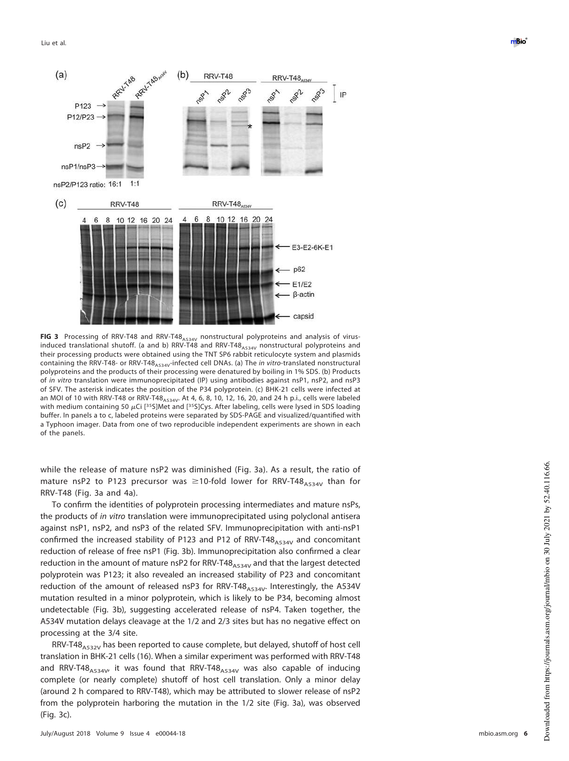(a)

RRV-T48 RRV-T48$_{A534V}$

P123 →

P12/P23 →

nsP2 →

nsP1/nsP3 →

nsP2/P123 ratio: 16:1 1:1

(b)

RRV-T48 RRV-T48$_{A534V}$

nsP1 nsP2 nsP3 nsP1 nsP2 nsP3 IP

*

(c)

RRV-T48 RRV-T48$_{A534V}$

4 6 8 10 12 16 20 24 4 6 8 10 12 16 20 24

← E3-E2-6K-E1

← p62

← E1/E2

← β-actin

← capsid

**FIG 3** Processing of RRV-T48 and RRV-T48$_{A534V}$ nonstructural polyproteins and analysis of virus-induced translational shutoff. (a and b) RRV-T48 and RRV-T48$_{A534V}$ nonstructural polyproteins and their processing products were obtained using the TNT SP6 rabbit reticulocyte system and plasmids containing the RRV-T48- or RRV-T48$_{A534V}$-infected cell DNAs. (a) The *in vitro*-translated nonstructural polyproteins and the products of their processing were denatured by boiling in 1% SDS. (b) Products of *in vitro* translation were immunoprecipitated (IP) using antibodies against nsP1, nsP2, and nsP3 of SFV. The asterisk indicates the position of the P34 polyprotein. (c) BHK-21 cells were infected at an MOI of 10 with RRV-T48 or RRV-T48$_{A534V}$. At 4, 6, 8, 10, 12, 16, 20, and 24 h p.i., cells were labeled with medium containing 50 $\mu$Ci [$^{35}$S]Met and [$^{35}$S]Cys. After labeling, cells were lysed in SDS loading buffer. In panels a to c, labeled proteins were separated by SDS-PAGE and visualized/quantified with a Typhoon imager. Data from one of two reproducible independent experiments are shown in each of the panels.

while the release of mature nsP2 was diminished (Fig. 3a). As a result, the ratio of mature nsP2 to P123 precursor was ≥10-fold lower for RRV-T48$_{A534V}$ than for RRV-T48 (Fig. 3a and 4a).

To confirm the identities of polyprotein processing intermediates and mature nsPs, the products of *in vitro* translation were immunoprecipitated using polyclonal antisera against nsP1, nsP2, and nsP3 of the related SFV. Immunoprecipitation with anti-nsP1 confirmed the increased stability of P123 and P12 of RRV-T48$_{A534V}$ and concomitant reduction of release of free nsP1 (Fig. 3b). Immunoprecipitation also confirmed a clear reduction in the amount of mature nsP2 for RRV-T48$_{A534V}$ and that the largest detected polyprotein was P123; it also revealed an increased stability of P23 and concomitant reduction of the amount of released nsP3 for RRV-T48$_{A534V}$. Interestingly, the A534V mutation resulted in a minor polyprotein, which is likely to be P34, becoming almost undetectable (Fig. 3b), suggesting accelerated release of nsP4. Taken together, the A534V mutation delays cleavage at the 1/2 and 2/3 sites but has no negative effect on processing at the 3/4 site.

RRV-T48$_{A532V}$ has been reported to cause complete, but delayed, shutoff of host cell translation in BHK-21 cells (16). When a similar experiment was performed with RRV-T48 and RRV-T48$_{A534V}$, it was found that RRV-T48$_{A534V}$ was also capable of inducing complete (or nearly complete) shutoff of host cell translation. Only a minor delay (around 2 h compared to RRV-T48), which may be attributed to slower release of nsP2 from the polyprotein harboring the mutation in the 1/2 site (Fig. 3a), was observed (Fig. 3c).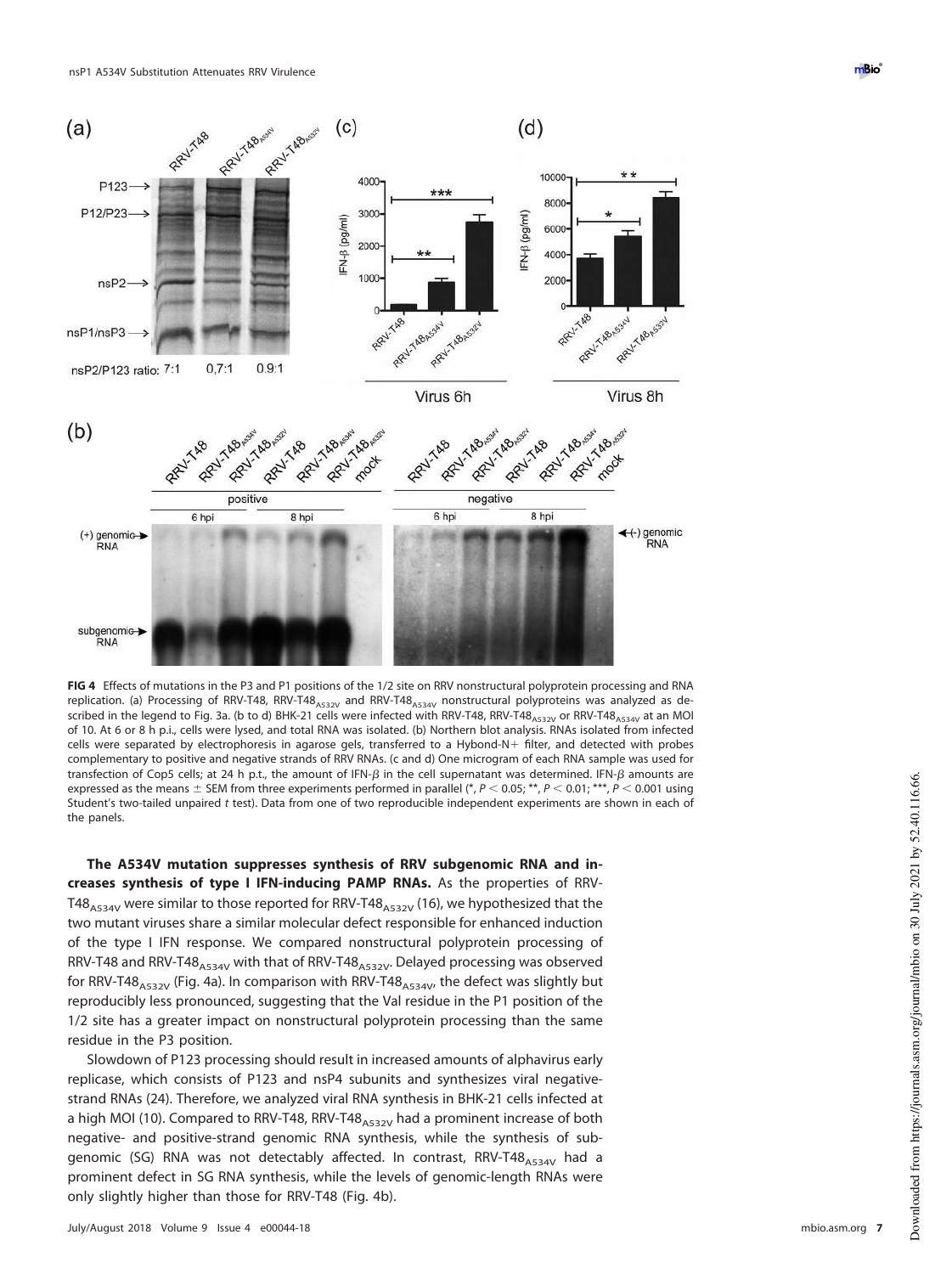(a)

RRV-T48 RRV-T48$_{A534V}$ RRV-T48$_{A532V}$

P123

P12/P23

nsP2

nsP1/nsP3

nsP2/P123 ratio: 7:1 0,7:1 0.9:1

(c)

IFN-β (pg/ml)

4000 3000 2000 1000 0

***

**

RRV-T48 RRV-T48$_{A534V}$ RRV-T48$_{A532V}$

Virus 6h

(d)

IFN-β (pg/ml)

10000 8000 6000 4000 2000 0

**

*

RRV-T48 RRV-T48$_{A534V}$ RRV-T48$_{A532V}$

Virus 8h

(b)

RRV-T48 RRV-T48$_{A534V}$ RRV-T48$_{A532V}$ RRV-T48 RRV-T48$_{A534V}$ RRV-T48$_{A532V}$ mock

positive

6 hpi 8 hpi

RRV-T48 RRV-T48$_{A534V}$ RRV-T48$_{A532V}$ RRV-T48 RRV-T48$_{A534V}$ RRV-T48$_{A532V}$ mock

negative

6 hpi 8 hpi

(+) genomic RNA

subgenomic RNA

(-) genomic RNA

**FIG 4** Effects of mutations in the P3 and P1 positions of the 1/2 site on RRV nonstructural polyprotein processing and RNA replication. (a) Processing of RRV-T48, RRV-T48$_{A532V}$ and RRV-T48$_{A534V}$ nonstructural polyproteins was analyzed as described in the legend to Fig. 3a. (b to d) BHK-21 cells were infected with RRV-T48, RRV-T48$_{A532V}$ or RRV-T48$_{A534V}$ at an MOI of 10. At 6 or 8 h p.i., cells were lysed, and total RNA was isolated. (b) Northern blot analysis. RNAs isolated from infected cells were separated by electrophoresis in agarose gels, transferred to a Hybond-N+ filter, and detected with probes complementary to positive and negative strands of RRV RNAs. (c and d) One microgram of each RNA sample was used for transfection of Cop5 cells; at 24 h p.t., the amount of IFN-β in the cell supernatant was determined. IFN-β amounts are expressed as the means ± SEM from three experiments performed in parallel (*, $P < 0.05$; **, $P < 0.01$; ***, $P < 0.001$ using Student's two-tailed unpaired $t$ test). Data from one of two reproducible independent experiments are shown in each of the panels.

**The A534V mutation suppresses synthesis of RRV subgenomic RNA and increases synthesis of type I IFN-inducing PAMP RNAs.** As the properties of RRV-T48$_{A534V}$ were similar to those reported for RRV-T48$_{A532V}$ (16), we hypothesized that the two mutant viruses share a similar molecular defect responsible for enhanced induction of the type I IFN response. We compared nonstructural polyprotein processing of RRV-T48 and RRV-T48$_{A534V}$ with that of RRV-T48$_{A532V}$. Delayed processing was observed for RRV-T48$_{A532V}$ (Fig. 4a). In comparison with RRV-T48$_{A534V}$, the defect was slightly but reproducibly less pronounced, suggesting that the Val residue in the P1 position of the 1/2 site has a greater impact on nonstructural polyprotein processing than the same residue in the P3 position.

Slowdown of P123 processing should result in increased amounts of alphavirus early replicase, which consists of P123 and nsP4 subunits and synthesizes viral negative-strand RNAs (24). Therefore, we analyzed viral RNA synthesis in BHK-21 cells infected at a high MOI (10). Compared to RRV-T48, RRV-T48$_{A532V}$ had a prominent increase of both negative- and positive-strand genomic RNA synthesis, while the synthesis of subgenomic (SG) RNA was not detectably affected. In contrast, RRV-T48$_{A534V}$ had a prominent defect in SG RNA synthesis, while the levels of genomic-length RNAs were only slightly higher than those for RRV-T48 (Fig. 4b).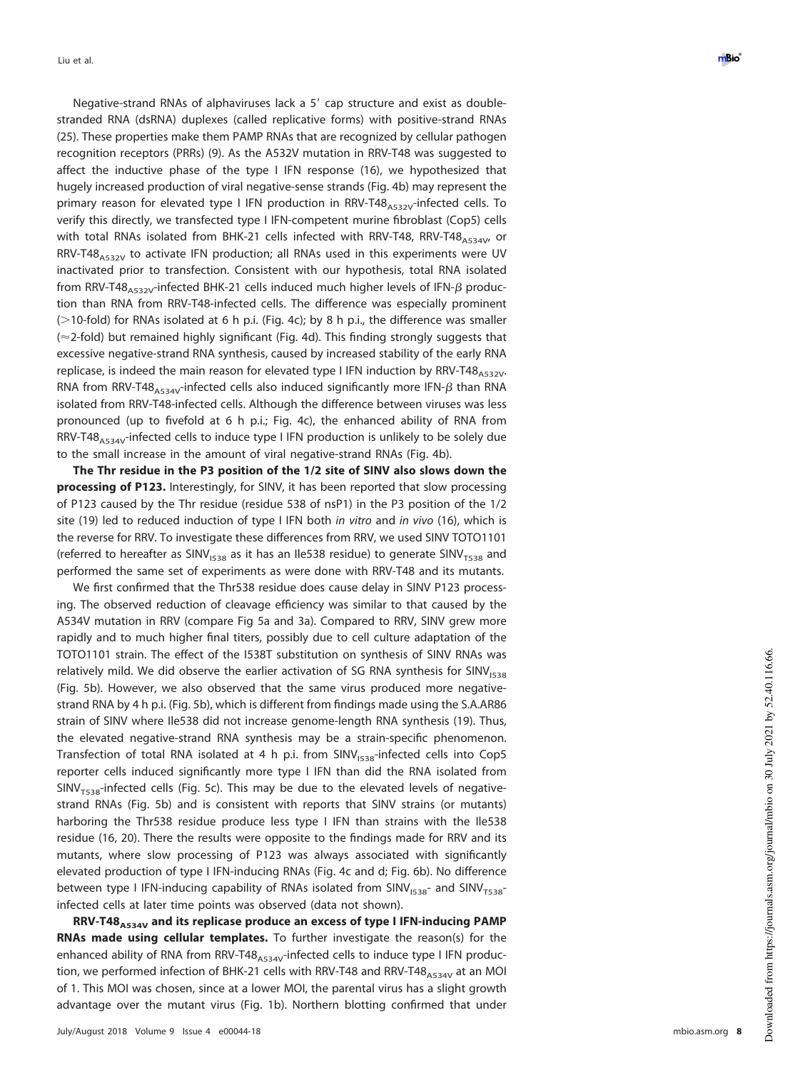Negative-strand RNAs of alphaviruses lack a 5′ cap structure and exist as double-stranded RNA (dsRNA) duplexes (called replicative forms) with positive-strand RNAs (25). These properties make them PAMP RNAs that are recognized by cellular pathogen recognition receptors (PRRs) (9). As the A532V mutation in RRV-T48 was suggested to affect the inductive phase of the type I IFN response (16), we hypothesized that hugely increased production of viral negative-sense strands (Fig. 4b) may represent the primary reason for elevated type I IFN production in RRV-T48$_{A532V}$-infected cells. To verify this directly, we transfected type I IFN-competent murine fibroblast (Cop5) cells with total RNAs isolated from BHK-21 cells infected with RRV-T48, RRV-T48$_{A534V}$, or RRV-T48$_{A532V}$ to activate IFN production; all RNAs used in this experiments were UV inactivated prior to transfection. Consistent with our hypothesis, total RNA isolated from RRV-T48$_{A532V}$-infected BHK-21 cells induced much higher levels of IFN-$\beta$ production than RNA from RRV-T48-infected cells. The difference was especially prominent (>10-fold) for RNAs isolated at 6 h p.i. (Fig. 4c); by 8 h p.i., the difference was smaller (≈2-fold) but remained highly significant (Fig. 4d). This finding strongly suggests that excessive negative-strand RNA synthesis, caused by increased stability of the early RNA replicase, is indeed the main reason for elevated type I IFN induction by RRV-T48$_{A532V}$. RNA from RRV-T48$_{A534V}$-infected cells also induced significantly more IFN-$\beta$ than RNA isolated from RRV-T48-infected cells. Although the difference between viruses was less pronounced (up to fivefold at 6 h p.i.; Fig. 4c), the enhanced ability of RNA from RRV-T48$_{A534V}$-infected cells to induce type I IFN production is unlikely to be solely due to the small increase in the amount of viral negative-strand RNAs (Fig. 4b).

**The Thr residue in the P3 position of the 1/2 site of SINV also slows down the processing of P123.** Interestingly, for SINV, it has been reported that slow processing of P123 caused by the Thr residue (residue 538 of nsP1) in the P3 position of the 1/2 site (19) led to reduced induction of type I IFN both *in vitro* and *in vivo* (16), which is the reverse for RRV. To investigate these differences from RRV, we used SINV TOTO1101 (referred to hereafter as SINV$_{I538}$ as it has an Ile538 residue) to generate SINV$_{T538}$ and performed the same set of experiments as were done with RRV-T48 and its mutants.

We first confirmed that the Thr538 residue does cause delay in SINV P123 processing. The observed reduction of cleavage efficiency was similar to that caused by the A534V mutation in RRV (compare Fig 5a and 3a). Compared to RRV, SINV grew more rapidly and to much higher final titers, possibly due to cell culture adaptation of the TOTO1101 strain. The effect of the I538T substitution on synthesis of SINV RNAs was relatively mild. We did observe the earlier activation of SG RNA synthesis for SINV$_{I538}$ (Fig. 5b). However, we also observed that the same virus produced more negative-strand RNA by 4 h p.i. (Fig. 5b), which is different from findings made using the S.A.AR86 strain of SINV where Ile538 did not increase genome-length RNA synthesis (19). Thus, the elevated negative-strand RNA synthesis may be a strain-specific phenomenon. Transfection of total RNA isolated at 4 h p.i. from SINV$_{I538}$-infected cells into Cop5 reporter cells induced significantly more type I IFN than did the RNA isolated from SINV$_{T538}$-infected cells (Fig. 5c). This may be due to the elevated levels of negative-strand RNAs (Fig. 5b) and is consistent with reports that SINV strains (or mutants) harboring the Thr538 residue produce less type I IFN than strains with the Ile538 residue (16, 20). There the results were opposite to the findings made for RRV and its mutants, where slow processing of P123 was always associated with significantly elevated production of type I IFN-inducing RNAs (Fig. 4c and d; Fig. 6b). No difference between type I IFN-inducing capability of RNAs isolated from SINV$_{I538}$- and SINV$_{T538}$-infected cells at later time points was observed (data not shown).

**RRV-T48$_{A534V}$ and its replicase produce an excess of type I IFN-inducing PAMP RNAs made using cellular templates.** To further investigate the reason(s) for the enhanced ability of RNA from RRV-T48$_{A534V}$-infected cells to induce type I IFN production, we performed infection of BHK-21 cells with RRV-T48 and RRV-T48$_{A534V}$ at an MOI of 1. This MOI was chosen, since at a lower MOI, the parental virus has a slight growth advantage over the mutant virus (Fig. 1b). Northern blotting confirmed that under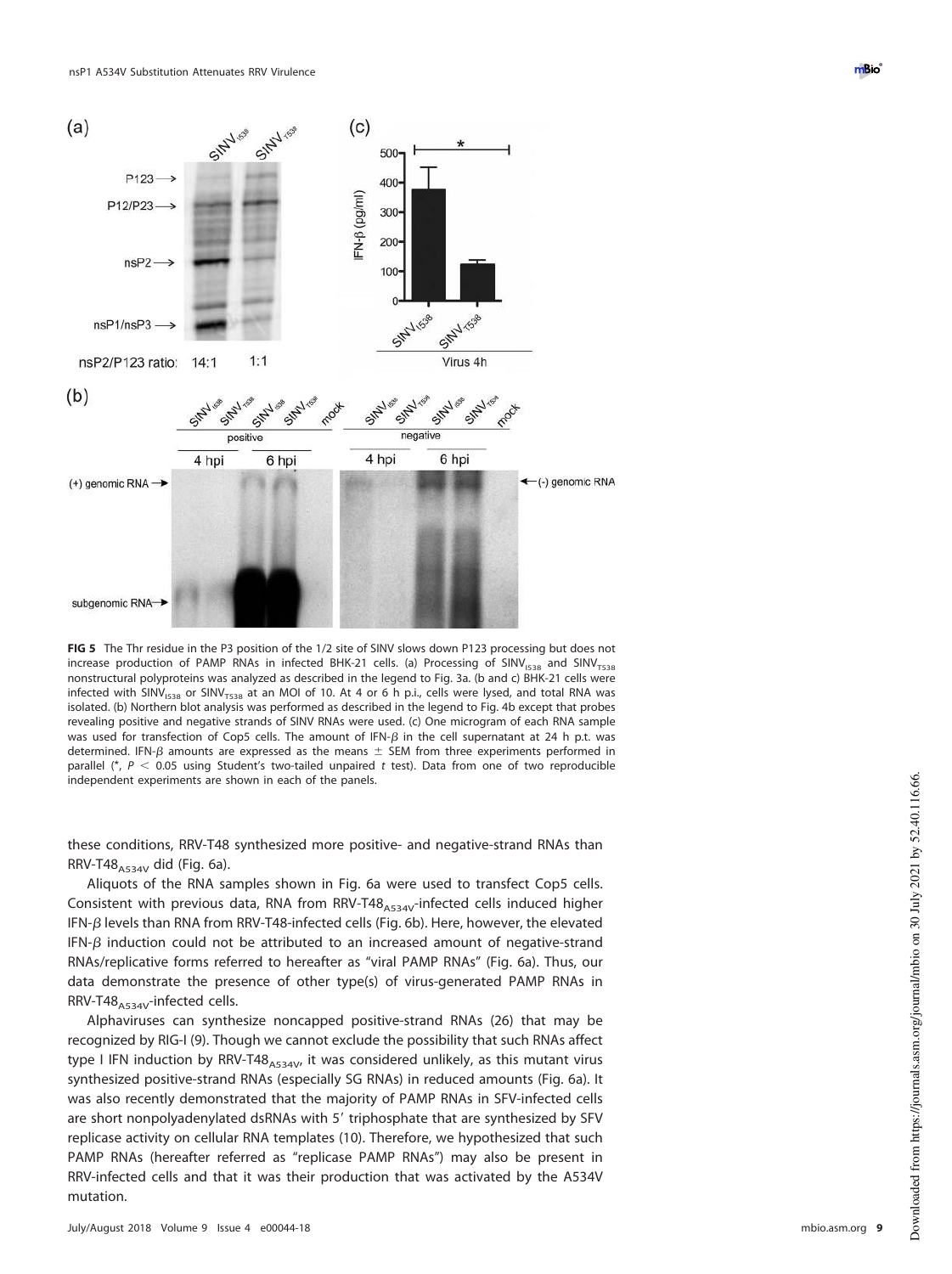(a)

SINV$_{I538}$ SINV$_{T538}$

P123 →

P12/P23 →

nsP2 →

nsP1/nsP3 →

nsP2/P123 ratio: 14:1 1:1

(c)

*

IFN-β (pg/ml)

500

400

300

200

100

0

SINV$_{I538}$ SINV$_{T538}$

Virus 4h

(b)

SINV$_{I538}$ SINV$_{T538}$ SINV$_{I538}$ SINV$_{T538}$ mock

positive

4 hpi 6 hpi

SINV$_{I538}$ SINV$_{T538}$ SINV$_{I538}$ SINV$_{T538}$ mock

negative

4 hpi 6 hpi

(+) genomic RNA →

← (-) genomic RNA

subgenomic RNA →

**FIG 5** The Thr residue in the P3 position of the 1/2 site of SINV slows down P123 processing but does not increase production of PAMP RNAs in infected BHK-21 cells. (a) Processing of SINV$_{I538}$ and SINV$_{T538}$ nonstructural polyproteins was analyzed as described in the legend to Fig. 3a. (b and c) BHK-21 cells were infected with SINV$_{I538}$ or SINV$_{T538}$ at an MOI of 10. At 4 or 6 h p.i., cells were lysed, and total RNA was isolated. (b) Northern blot analysis was performed as described in the legend to Fig. 4b except that probes revealing positive and negative strands of SINV RNAs were used. (c) One microgram of each RNA sample was used for transfection of Cop5 cells. The amount of IFN-β in the cell supernatant at 24 h p.t. was determined. IFN-β amounts are expressed as the means ± SEM from three experiments performed in parallel (*, $P < 0.05$ using Student's two-tailed unpaired *t* test). Data from one of two reproducible independent experiments are shown in each of the panels.

these conditions, RRV-T48 synthesized more positive- and negative-strand RNAs than RRV-T48$_{A534V}$ did (Fig. 6a).

Aliquots of the RNA samples shown in Fig. 6a were used to transfect Cop5 cells. Consistent with previous data, RNA from RRV-T48$_{A534V}$-infected cells induced higher IFN-β levels than RNA from RRV-T48-infected cells (Fig. 6b). Here, however, the elevated IFN-β induction could not be attributed to an increased amount of negative-strand RNAs/replicative forms referred to hereafter as "viral PAMP RNAs" (Fig. 6a). Thus, our data demonstrate the presence of other type(s) of virus-generated PAMP RNAs in RRV-T48$_{A534V}$-infected cells.

Alphaviruses can synthesize noncapped positive-strand RNAs (26) that may be recognized by RIG-I (9). Though we cannot exclude the possibility that such RNAs affect type I IFN induction by RRV-T48$_{A534V}$, it was considered unlikely, as this mutant virus synthesized positive-strand RNAs (especially SG RNAs) in reduced amounts (Fig. 6a). It was also recently demonstrated that the majority of PAMP RNAs in SFV-infected cells are short nonpolyadenylated dsRNAs with 5′ triphosphate that are synthesized by SFV replicase activity on cellular RNA templates (10). Therefore, we hypothesized that such PAMP RNAs (hereafter referred as "replicase PAMP RNAs") may also be present in RRV-infected cells and that it was their production that was activated by the A534V mutation.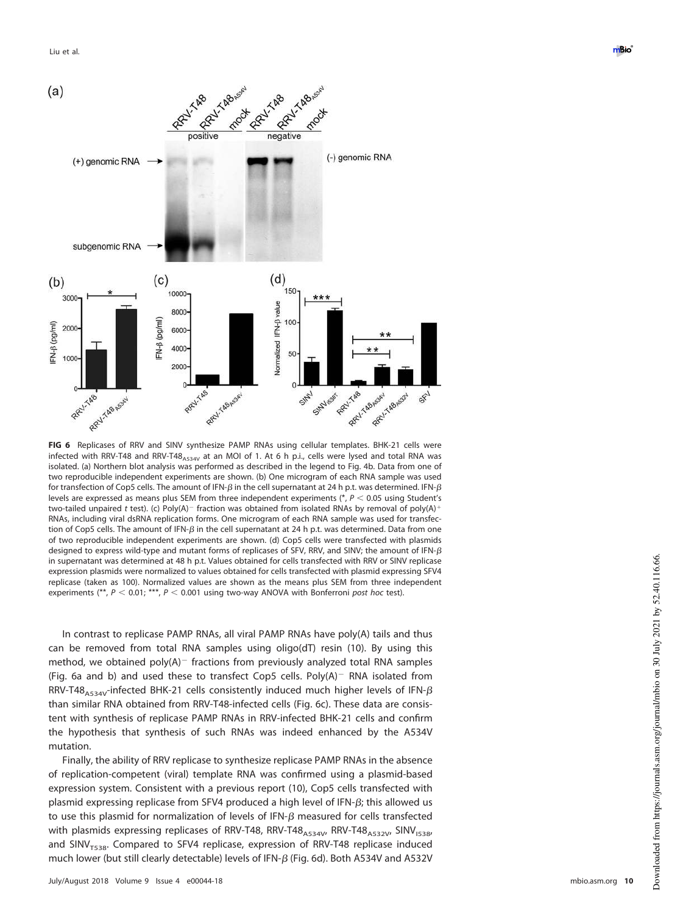(a)

RRV-T48 RRV-T48$_{A534V}$ mock RRV-T48 RRV-T48$_{A534V}$ mock

positive negative

(+) genomic RNA

(-) genomic RNA

subgenomic RNA

(b)

IFN-β (pg/ml)

3000 2000 1000 0

*

RRV-T48 RRV-T48$_{A534V}$

(c)

IFN-β (pg/ml)

10000 8000 6000 4000 2000 0

RRV-T48 RRV-T48$_{A534V}$

(d)

Normalized IFN-β value

150 100 50 0

*** ** **

SINV SINV$_{I538T}$ RRV-T48 RRV-T48$_{A534V}$ RRV-T48$_{A532V}$ SFV

**FIG 6** Replicases of RRV and SINV synthesize PAMP RNAs using cellular templates. BHK-21 cells were infected with RRV-T48 and RRV-T48$_{A534V}$ at an MOI of 1. At 6 h p.i., cells were lysed and total RNA was isolated. (a) Northern blot analysis was performed as described in the legend to Fig. 4b. Data from one of two reproducible independent experiments are shown. (b) One microgram of each RNA sample was used for transfection of Cop5 cells. The amount of IFN-β in the cell supernatant at 24 h p.t. was determined. IFN-β levels are expressed as means plus SEM from three independent experiments (*, $P < 0.05$ using Student's two-tailed unpaired *t* test). (c) Poly(A)$^-$ fraction was obtained from isolated RNAs by removal of poly(A)$^+$ RNAs, including viral dsRNA replication forms. One microgram of each RNA sample was used for transfection of Cop5 cells. The amount of IFN-β in the cell supernatant at 24 h p.t. was determined. Data from one of two reproducible independent experiments are shown. (d) Cop5 cells were transfected with plasmids designed to express wild-type and mutant forms of replicases of SFV, RRV, and SINV; the amount of IFN-β in supernatant was determined at 48 h p.t. Values obtained for cells transfected with RRV or SINV replicase expression plasmids were normalized to values obtained for cells transfected with plasmid expressing SFV4 replicase (taken as 100). Normalized values are shown as the means plus SEM from three independent experiments (**, $P < 0.01$; ***, $P < 0.001$ using two-way ANOVA with Bonferroni *post hoc* test).

In contrast to replicase PAMP RNAs, all viral PAMP RNAs have poly(A) tails and thus can be removed from total RNA samples using oligo(dT) resin (10). By using this method, we obtained poly(A)$^-$ fractions from previously analyzed total RNA samples (Fig. 6a and b) and used these to transfect Cop5 cells. Poly(A)$^-$ RNA isolated from RRV-T48$_{A534V}$-infected BHK-21 cells consistently induced much higher levels of IFN-β than similar RNA obtained from RRV-T48-infected cells (Fig. 6c). These data are consistent with synthesis of replicase PAMP RNAs in RRV-infected BHK-21 cells and confirm the hypothesis that synthesis of such RNAs was indeed enhanced by the A534V mutation.

Finally, the ability of RRV replicase to synthesize replicase PAMP RNAs in the absence of replication-competent (viral) template RNA was confirmed using a plasmid-based expression system. Consistent with a previous report (10), Cop5 cells transfected with plasmid expressing replicase from SFV4 produced a high level of IFN-β; this allowed us to use this plasmid for normalization of levels of IFN-β measured for cells transfected with plasmids expressing replicases of RRV-T48, RRV-T48$_{A534V}$, RRV-T48$_{A532V}$, SINV$_{I538}$, and SINV$_{T538}$. Compared to SFV4 replicase, expression of RRV-T48 replicase induced much lower (but still clearly detectable) levels of IFN-β (Fig. 6d). Both A534V and A532V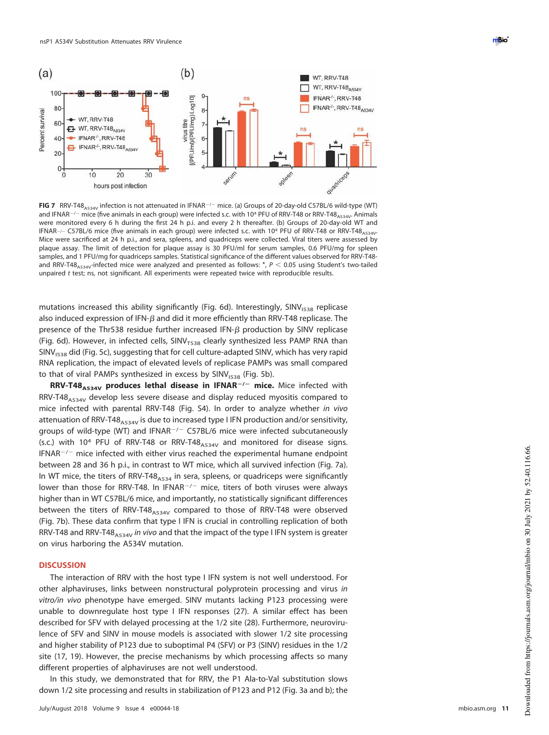(a)

100
80
60
40
20
0
0 10 20 30
Percent survival
hours post infection
WT, RRV-T48
WT, RRV-T48$_{A534V}$
IFNAR$^{-/-}$, RRV-T48
IFNAR$^{-/-}$, RRV-T48$_{A534V}$

(b)

virus titre [(PFU/ml)/(PFU/mg) Log10]
9
8
7
6
5
4
serum
spleen
quadriceps
*
ns
*
ns
*
ns
WT, RRV-T48
WT, RRV-T48$_{A534V}$
IFNAR$^{-/-}$, RRV-T48
IFNAR$^{-/-}$, RRV-T48$_{A534V}$

**FIG 7** RRV-T48$_{A534V}$ infection is not attenuated in IFNAR$^{-/-}$ mice. (a) Groups of 20-day-old C57BL/6 wild-type (WT) and IFNAR$^{-/-}$ mice (five animals in each group) were infected s.c. with $10^4$ PFU of RRV-T48 or RRV-T48$_{A534V}$. Animals were monitored every 6 h during the first 24 h p.i. and every 2 h thereafter. (b) Groups of 20-day-old WT and IFNAR$^{-/-}$ C57BL/6 mice (five animals in each group) were infected s.c. with $10^4$ PFU of RRV-T48 or RRV-T48$_{A534V}$. Mice were sacrificed at 24 h p.i., and sera, spleens, and quadriceps were collected. Viral titers were assessed by plaque assay. The limit of detection for plaque assay is 30 PFU/ml for serum samples, 0.6 PFU/mg for spleen samples, and 1 PFU/mg for quadriceps samples. Statistical significance of the different values observed for RRV-T48- and RRV-T48$_{A534V}$-infected mice were analyzed and presented as follows: *, $P < 0.05$ using Student's two-tailed unpaired *t* test; ns, not significant. All experiments were repeated twice with reproducible results.

mutations increased this ability significantly (Fig. 6d). Interestingly, SINV$_{I538}$ replicase also induced expression of IFN-$\beta$ and did it more efficiently than RRV-T48 replicase. The presence of the Thr538 residue further increased IFN-$\beta$ production by SINV replicase (Fig. 6d). However, in infected cells, SINV$_{T538}$ clearly synthesized less PAMP RNA than SINV$_{I538}$ did (Fig. 5c), suggesting that for cell culture-adapted SINV, which has very rapid RNA replication, the impact of elevated levels of replicase PAMPs was small compared to that of viral PAMPs synthesized in excess by SINV$_{I538}$ (Fig. 5b).

**RRV-T48$_{A534V}$ produces lethal disease in IFNAR$^{-/-}$ mice.** Mice infected with RRV-T48$_{A534V}$ develop less severe disease and display reduced myositis compared to mice infected with parental RRV-T48 (Fig. S4). In order to analyze whether *in vivo* attenuation of RRV-T48$_{A534V}$ is due to increased type I IFN production and/or sensitivity, groups of wild-type (WT) and IFNAR$^{-/-}$ C57BL/6 mice were infected subcutaneously (s.c.) with $10^4$ PFU of RRV-T48 or RRV-T48$_{A534V}$ and monitored for disease signs. IFNAR$^{-/-}$ mice infected with either virus reached the experimental humane endpoint between 28 and 36 h p.i., in contrast to WT mice, which all survived infection (Fig. 7a). In WT mice, the titers of RRV-T48$_{A534}$ in sera, spleens, or quadriceps were significantly lower than those for RRV-T48. In IFNAR$^{-/-}$ mice, titers of both viruses were always higher than in WT C57BL/6 mice, and importantly, no statistically significant differences between the titers of RRV-T48$_{A534V}$ compared to those of RRV-T48 were observed (Fig. 7b). These data confirm that type I IFN is crucial in controlling replication of both RRV-T48 and RRV-T48$_{A534V}$ *in vivo* and that the impact of the type I IFN system is greater on virus harboring the A534V mutation.

## DISCUSSION

The interaction of RRV with the host type I IFN system is not well understood. For other alphaviruses, links between nonstructural polyprotein processing and virus *in vitro/in vivo* phenotype have emerged. SINV mutants lacking P123 processing were unable to downregulate host type I IFN responses (27). A similar effect has been described for SFV with delayed processing at the 1/2 site (28). Furthermore, neurovirulence of SFV and SINV in mouse models is associated with slower 1/2 site processing and higher stability of P123 due to suboptimal P4 (SFV) or P3 (SINV) residues in the 1/2 site (17, 19). However, the precise mechanisms by which processing affects so many different properties of alphaviruses are not well understood.

In this study, we demonstrated that for RRV, the P1 Ala-to-Val substitution slows down 1/2 site processing and results in stabilization of P123 and P12 (Fig. 3a and b); the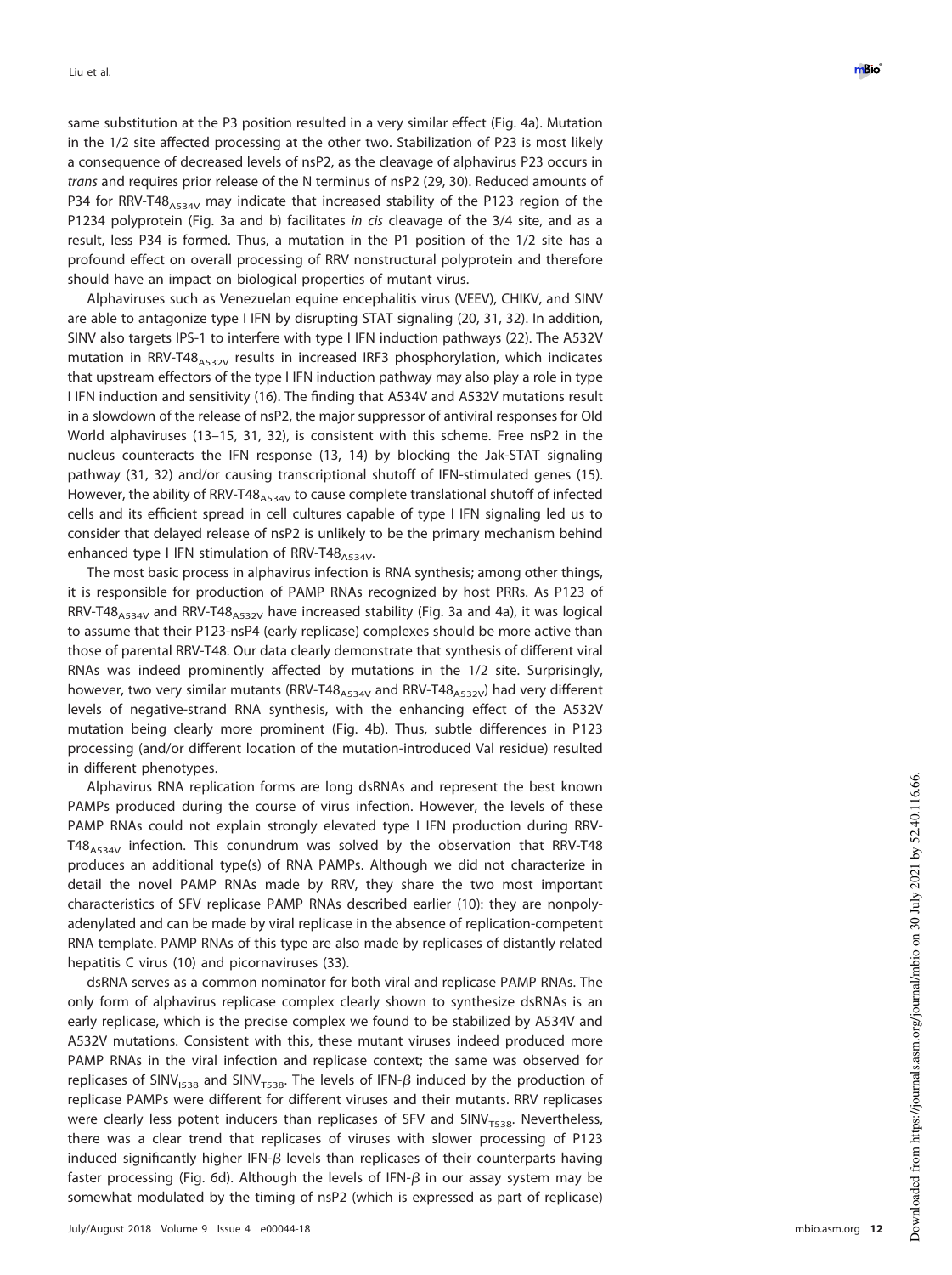same substitution at the P3 position resulted in a very similar effect (Fig. 4a). Mutation in the 1/2 site affected processing at the other two. Stabilization of P23 is most likely a consequence of decreased levels of nsP2, as the cleavage of alphavirus P23 occurs in *trans* and requires prior release of the N terminus of nsP2 (29, 30). Reduced amounts of P34 for RRV-T48$_{A534V}$ may indicate that increased stability of the P123 region of the P1234 polyprotein (Fig. 3a and b) facilitates *in cis* cleavage of the 3/4 site, and as a result, less P34 is formed. Thus, a mutation in the P1 position of the 1/2 site has a profound effect on overall processing of RRV nonstructural polyprotein and therefore should have an impact on biological properties of mutant virus.

Alphaviruses such as Venezuelan equine encephalitis virus (VEEV), CHIKV, and SINV are able to antagonize type I IFN by disrupting STAT signaling (20, 31, 32). In addition, SINV also targets IPS-1 to interfere with type I IFN induction pathways (22). The A532V mutation in RRV-T48$_{A532V}$ results in increased IRF3 phosphorylation, which indicates that upstream effectors of the type I IFN induction pathway may also play a role in type I IFN induction and sensitivity (16). The finding that A534V and A532V mutations result in a slowdown of the release of nsP2, the major suppressor of antiviral responses for Old World alphaviruses (13–15, 31, 32), is consistent with this scheme. Free nsP2 in the nucleus counteracts the IFN response (13, 14) by blocking the Jak-STAT signaling pathway (31, 32) and/or causing transcriptional shutoff of IFN-stimulated genes (15). However, the ability of RRV-T48$_{A534V}$ to cause complete translational shutoff of infected cells and its efficient spread in cell cultures capable of type I IFN signaling led us to consider that delayed release of nsP2 is unlikely to be the primary mechanism behind enhanced type I IFN stimulation of RRV-T48$_{A534V}$.

The most basic process in alphavirus infection is RNA synthesis; among other things, it is responsible for production of PAMP RNAs recognized by host PRRs. As P123 of RRV-T48$_{A534V}$ and RRV-T48$_{A532V}$ have increased stability (Fig. 3a and 4a), it was logical to assume that their P123-nsP4 (early replicase) complexes should be more active than those of parental RRV-T48. Our data clearly demonstrate that synthesis of different viral RNAs was indeed prominently affected by mutations in the 1/2 site. Surprisingly, however, two very similar mutants (RRV-T48$_{A534V}$ and RRV-T48$_{A532V}$) had very different levels of negative-strand RNA synthesis, with the enhancing effect of the A532V mutation being clearly more prominent (Fig. 4b). Thus, subtle differences in P123 processing (and/or different location of the mutation-introduced Val residue) resulted in different phenotypes.

Alphavirus RNA replication forms are long dsRNAs and represent the best known PAMPs produced during the course of virus infection. However, the levels of these PAMP RNAs could not explain strongly elevated type I IFN production during RRV-T48$_{A534V}$ infection. This conundrum was solved by the observation that RRV-T48 produces an additional type(s) of RNA PAMPs. Although we did not characterize in detail the novel PAMP RNAs made by RRV, they share the two most important characteristics of SFV replicase PAMP RNAs described earlier (10): they are nonpolyadenylated and can be made by viral replicase in the absence of replication-competent RNA template. PAMP RNAs of this type are also made by replicases of distantly related hepatitis C virus (10) and picornaviruses (33).

dsRNA serves as a common nominator for both viral and replicase PAMP RNAs. The only form of alphavirus replicase complex clearly shown to synthesize dsRNAs is an early replicase, which is the precise complex we found to be stabilized by A534V and A532V mutations. Consistent with this, these mutant viruses indeed produced more PAMP RNAs in the viral infection and replicase context; the same was observed for replicases of SINV$_{I538}$ and SINV$_{T538}$. The levels of IFN-$\beta$ induced by the production of replicase PAMPs were different for different viruses and their mutants. RRV replicases were clearly less potent inducers than replicases of SFV and SINV$_{T538}$. Nevertheless, there was a clear trend that replicases of viruses with slower processing of P123 induced significantly higher IFN-$\beta$ levels than replicases of their counterparts having faster processing (Fig. 6d). Although the levels of IFN-$\beta$ in our assay system may be somewhat modulated by the timing of nsP2 (which is expressed as part of replicase)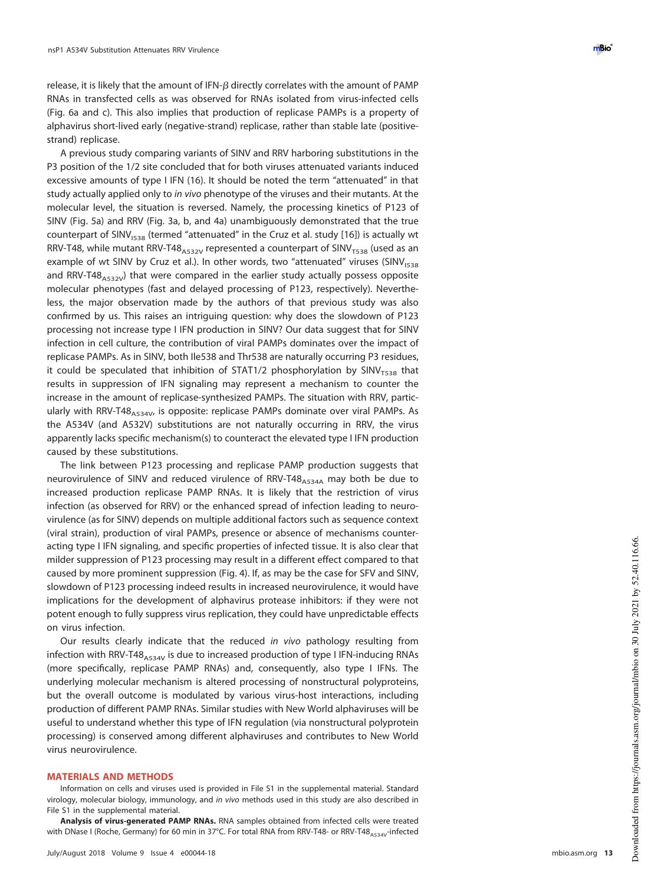release, it is likely that the amount of IFN-$\beta$ directly correlates with the amount of PAMP RNAs in transfected cells as was observed for RNAs isolated from virus-infected cells (Fig. 6a and c). This also implies that production of replicase PAMPs is a property of alphavirus short-lived early (negative-strand) replicase, rather than stable late (positive-strand) replicase.

A previous study comparing variants of SINV and RRV harboring substitutions in the P3 position of the 1/2 site concluded that for both viruses attenuated variants induced excessive amounts of type I IFN (16). It should be noted the term "attenuated" in that study actually applied only to *in vivo* phenotype of the viruses and their mutants. At the molecular level, the situation is reversed. Namely, the processing kinetics of P123 of SINV (Fig. 5a) and RRV (Fig. 3a, b, and 4a) unambiguously demonstrated that the true counterpart of $SINV_{I538}$ (termed "attenuated" in the Cruz et al. study [16]) is actually wt RRV-T48, while mutant RRV-$T48_{A532V}$ represented a counterpart of $SINV_{T538}$ (used as an example of wt SINV by Cruz et al.). In other words, two "attenuated" viruses ($SINV_{I538}$ and RRV-$T48_{A532V}$) that were compared in the earlier study actually possess opposite molecular phenotypes (fast and delayed processing of P123, respectively). Nevertheless, the major observation made by the authors of that previous study was also confirmed by us. This raises an intriguing question: why does the slowdown of P123 processing not increase type I IFN production in SINV? Our data suggest that for SINV infection in cell culture, the contribution of viral PAMPs dominates over the impact of replicase PAMPs. As in SINV, both Ile538 and Thr538 are naturally occurring P3 residues, it could be speculated that inhibition of STAT1/2 phosphorylation by $SINV_{T538}$ that results in suppression of IFN signaling may represent a mechanism to counter the increase in the amount of replicase-synthesized PAMPs. The situation with RRV, particularly with RRV-$T48_{A534V}$, is opposite: replicase PAMPs dominate over viral PAMPs. As the A534V (and A532V) substitutions are not naturally occurring in RRV, the virus apparently lacks specific mechanism(s) to counteract the elevated type I IFN production caused by these substitutions.

The link between P123 processing and replicase PAMP production suggests that neurovirulence of SINV and reduced virulence of RRV-$T48_{A534A}$ may both be due to increased production replicase PAMP RNAs. It is likely that the restriction of virus infection (as observed for RRV) or the enhanced spread of infection leading to neurovirulence (as for SINV) depends on multiple additional factors such as sequence context (viral strain), production of viral PAMPs, presence or absence of mechanisms counteracting type I IFN signaling, and specific properties of infected tissue. It is also clear that milder suppression of P123 processing may result in a different effect compared to that caused by more prominent suppression (Fig. 4). If, as may be the case for SFV and SINV, slowdown of P123 processing indeed results in increased neurovirulence, it would have implications for the development of alphavirus protease inhibitors: if they were not potent enough to fully suppress virus replication, they could have unpredictable effects on virus infection.

Our results clearly indicate that the reduced *in vivo* pathology resulting from infection with RRV-$T48_{A534V}$ is due to increased production of type I IFN-inducing RNAs (more specifically, replicase PAMP RNAs) and, consequently, also type I IFNs. The underlying molecular mechanism is altered processing of nonstructural polyproteins, but the overall outcome is modulated by various virus-host interactions, including production of different PAMP RNAs. Similar studies with New World alphaviruses will be useful to understand whether this type of IFN regulation (via nonstructural polyprotein processing) is conserved among different alphaviruses and contributes to New World virus neurovirulence.

## MATERIALS AND METHODS

Information on cells and viruses used is provided in File S1 in the supplemental material. Standard virology, molecular biology, immunology, and *in vivo* methods used in this study are also described in File S1 in the supplemental material.

**Analysis of virus-generated PAMP RNAs.** RNA samples obtained from infected cells were treated with DNase I (Roche, Germany) for 60 min in 37°C. For total RNA from RRV-T48- or RRV-$T48_{A534V}$-infected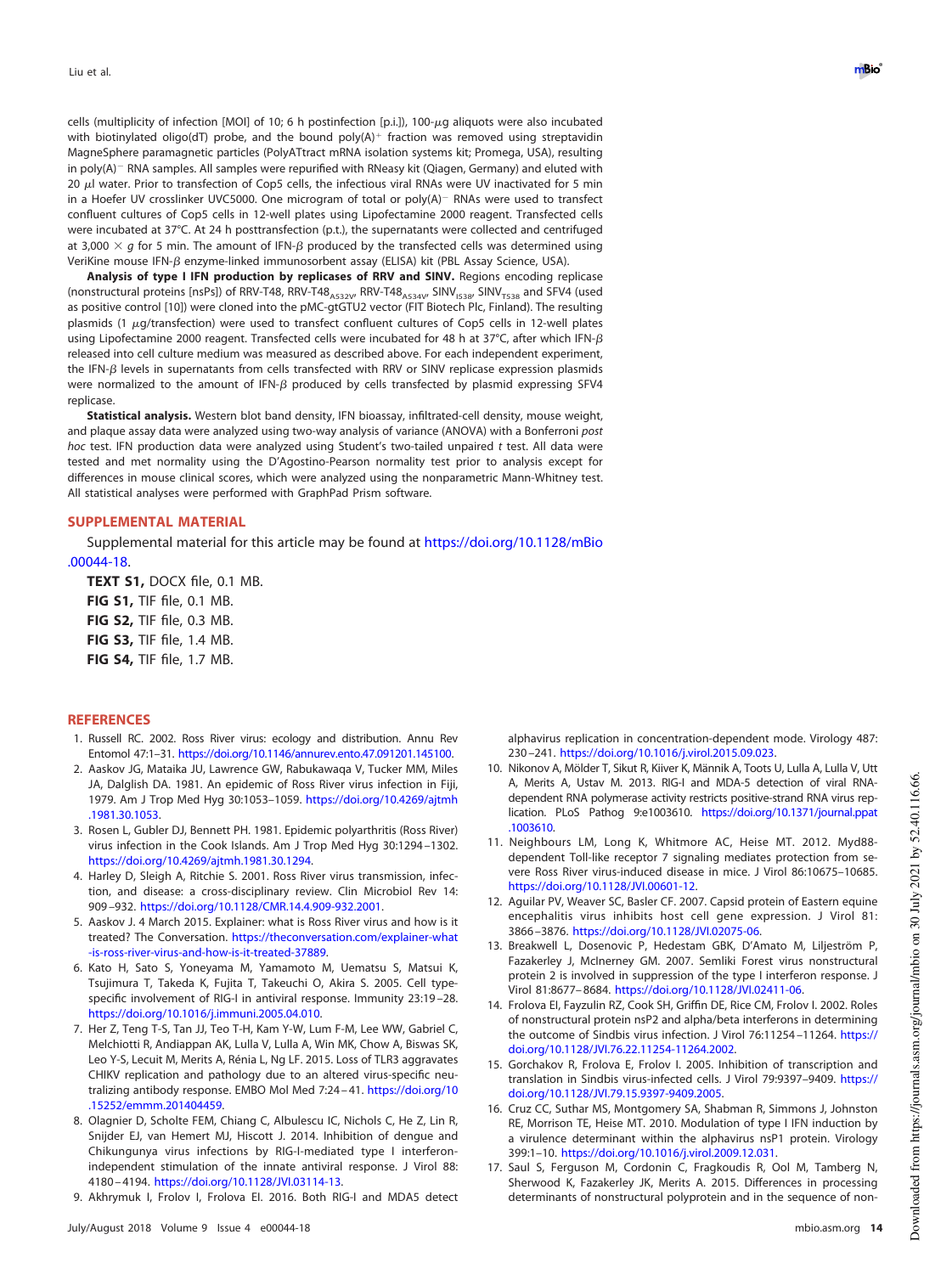cells (multiplicity of infection [MOI] of 10; 6 h postinfection [p.i.]), 100-μg aliquots were also incubated with biotinylated oligo(dT) probe, and the bound poly(A)$^+$ fraction was removed using streptavidin MagneSphere paramagnetic particles (PolyATtract mRNA isolation systems kit; Promega, USA), resulting in poly(A)$^-$ RNA samples. All samples were repurified with RNeasy kit (Qiagen, Germany) and eluted with 20 μl water. Prior to transfection of Cop5 cells, the infectious viral RNAs were UV inactivated for 5 min in a Hoefer UV crosslinker UVC5000. One microgram of total or poly(A)$^-$ RNAs were used to transfect confluent cultures of Cop5 cells in 12-well plates using Lipofectamine 2000 reagent. Transfected cells were incubated at 37°C. At 24 h posttransfection (p.t.), the supernatants were collected and centrifuged at 3,000 × *g* for 5 min. The amount of IFN-β produced by the transfected cells was determined using VeriKine mouse IFN-β enzyme-linked immunosorbent assay (ELISA) kit (PBL Assay Science, USA).

**Analysis of type I IFN production by replicases of RRV and SINV.** Regions encoding replicase (nonstructural proteins [nsPs]) of RRV-T48, RRV-T48$_{A532V}$, RRV-T48$_{A534V}$, SINV$_{I538}$, SINV$_{T538}$ and SFV4 (used as positive control [10]) were cloned into the pMC-gtGTU2 vector (FIT Biotech Plc, Finland). The resulting plasmids (1 μg/transfection) were used to transfect confluent cultures of Cop5 cells in 12-well plates using Lipofectamine 2000 reagent. Transfected cells were incubated for 48 h at 37°C, after which IFN-β released into cell culture medium was measured as described above. For each independent experiment, the IFN-β levels in supernatants from cells transfected with RRV or SINV replicase expression plasmids were normalized to the amount of IFN-β produced by cells transfected by plasmid expressing SFV4 replicase.

**Statistical analysis.** Western blot band density, IFN bioassay, infiltrated-cell density, mouse weight, and plaque assay data were analyzed using two-way analysis of variance (ANOVA) with a Bonferroni *post hoc* test. IFN production data were analyzed using Student's two-tailed unpaired *t* test. All data were tested and met normality using the D'Agostino-Pearson normality test prior to analysis except for differences in mouse clinical scores, which were analyzed using the nonparametric Mann-Whitney test. All statistical analyses were performed with GraphPad Prism software.

## SUPPLEMENTAL MATERIAL

Supplemental material for this article may be found at https://doi.org/10.1128/mBio.00044-18.

**TEXT S1,** DOCX file, 0.1 MB.
**FIG S1,** TIF file, 0.1 MB.
**FIG S2,** TIF file, 0.3 MB.
**FIG S3,** TIF file, 1.4 MB.
**FIG S4,** TIF file, 1.7 MB.

## REFERENCES

1. Russell RC. 2002. Ross River virus: ecology and distribution. Annu Rev Entomol 47:1–31. https://doi.org/10.1146/annurev.ento.47.091201.145100.
2. Aaskov JG, Mataika JU, Lawrence GW, Rabukawaqa V, Tucker MM, Miles JA, Dalglish DA. 1981. An epidemic of Ross River virus infection in Fiji, 1979. Am J Trop Med Hyg 30:1053–1059. https://doi.org/10.4269/ajtmh.1981.30.1053.
3. Rosen L, Gubler DJ, Bennett PH. 1981. Epidemic polyarthritis (Ross River) virus infection in the Cook Islands. Am J Trop Med Hyg 30:1294–1302. https://doi.org/10.4269/ajtmh.1981.30.1294.
4. Harley D, Sleigh A, Ritchie S. 2001. Ross River virus transmission, infection, and disease: a cross-disciplinary review. Clin Microbiol Rev 14:909–932. https://doi.org/10.1128/CMR.14.4.909-932.2001.
5. Aaskov J. 4 March 2015. Explainer: what is Ross River virus and how is it treated? The Conversation. https://theconversation.com/explainer-what-is-ross-river-virus-and-how-is-it-treated-37889.
6. Kato H, Sato S, Yoneyama M, Yamamoto M, Uematsu S, Matsui K, Tsujimura T, Takeda K, Fujita T, Takeuchi O, Akira S. 2005. Cell type-specific involvement of RIG-I in antiviral response. Immunity 23:19–28. https://doi.org/10.1016/j.immuni.2005.04.010.
7. Her Z, Teng T-S, Tan JJ, Teo T-H, Kam Y-W, Lum F-M, Lee WW, Gabriel C, Melchiotti R, Andiappan AK, Lulla V, Lulla A, Win MK, Chow A, Biswas SK, Leo Y-S, Lecuit M, Merits A, Rénia L, Ng LF. 2015. Loss of TLR3 aggravates CHIKV replication and pathology due to an altered virus-specific neutralizing antibody response. EMBO Mol Med 7:24–41. https://doi.org/10.15252/emmm.201404459.
8. Olagnier D, Scholte FEM, Chiang C, Albulescu IC, Nichols C, He Z, Lin R, Snijder EJ, van Hemert MJ, Hiscott J. 2014. Inhibition of dengue and Chikungunya virus infections by RIG-I-mediated type I interferon-independent stimulation of the innate antiviral response. J Virol 88:4180–4194. https://doi.org/10.1128/JVI.03114-13.
9. Akhrymuk I, Frolov I, Frolova EI. 2016. Both RIG-I and MDA5 detect alphavirus replication in concentration-dependent mode. Virology 487:230–241. https://doi.org/10.1016/j.virol.2015.09.023.
10. Nikonov A, Mölder T, Sikut R, Kiiver K, Männik A, Toots U, Lulla A, Lulla V, Utt A, Merits A, Ustav M. 2013. RIG-I and MDA-5 detection of viral RNA-dependent RNA polymerase activity restricts positive-strand RNA virus replication. PLoS Pathog 9:e1003610. https://doi.org/10.1371/journal.ppat.1003610.
11. Neighbours LM, Long K, Whitmore AC, Heise MT. 2012. Myd88-dependent Toll-like receptor 7 signaling mediates protection from severe Ross River virus-induced disease in mice. J Virol 86:10675–10685. https://doi.org/10.1128/JVI.00601-12.
12. Aguilar PV, Weaver SC, Basler CF. 2007. Capsid protein of Eastern equine encephalitis virus inhibits host cell gene expression. J Virol 81:3866–3876. https://doi.org/10.1128/JVI.02075-06.
13. Breakwell L, Dosenovic P, Hedestam GBK, D'Amato M, Liljeström P, Fazakerley J, McInerney GM. 2007. Semliki Forest virus nonstructural protein 2 is involved in suppression of the type I interferon response. J Virol 81:8677–8684. https://doi.org/10.1128/JVI.02411-06.
14. Frolova EI, Fayzulin RZ, Cook SH, Griffin DE, Rice CM, Frolov I. 2002. Roles of nonstructural protein nsP2 and alpha/beta interferons in determining the outcome of Sindbis virus infection. J Virol 76:11254–11264. https://doi.org/10.1128/JVI.76.22.11254-11264.2002.
15. Gorchakov R, Frolova E, Frolov I. 2005. Inhibition of transcription and translation in Sindbis virus-infected cells. J Virol 79:9397–9409. https://doi.org/10.1128/JVI.79.15.9397-9409.2005.
16. Cruz CC, Suthar MS, Montgomery SA, Shabman R, Simmons J, Johnston RE, Morrison TE, Heise MT. 2010. Modulation of type I IFN induction by a virulence determinant within the alphavirus nsP1 protein. Virology 399:1–10. https://doi.org/10.1016/j.virol.2009.12.031.
17. Saul S, Ferguson M, Cordonin C, Fragkoudis R, Ool M, Tamberg N, Sherwood K, Fazakerley JK, Merits A. 2015. Differences in processing determinants of nonstructural polyprotein and in the sequence of non-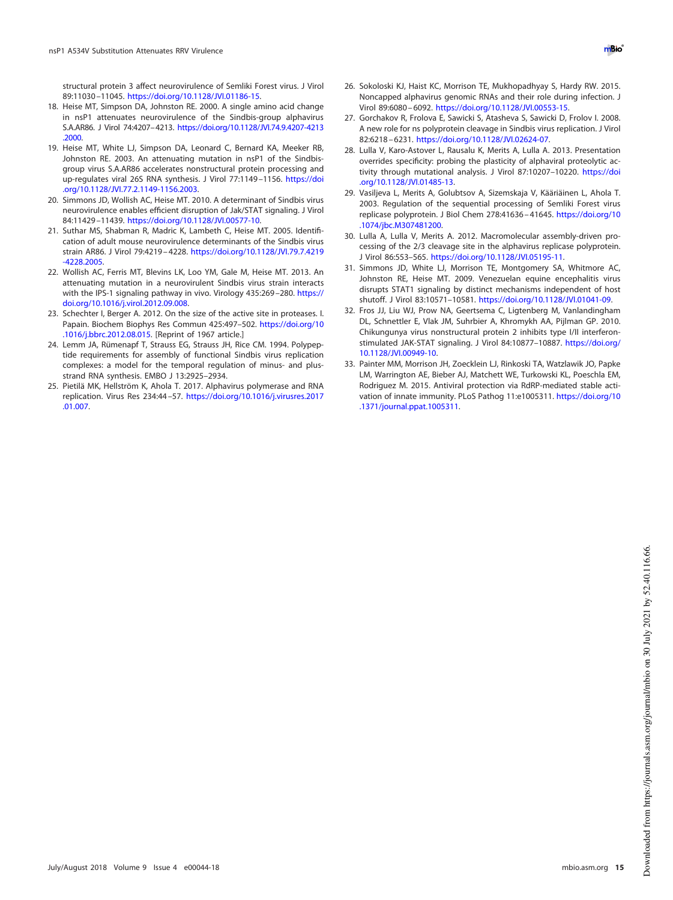structural protein 3 affect neurovirulence of Semliki Forest virus. J Virol 89:11030–11045. https://doi.org/10.1128/JVI.01186-15.

18. Heise MT, Simpson DA, Johnston RE. 2000. A single amino acid change in nsP1 attenuates neurovirulence of the Sindbis-group alphavirus S.A.AR86. J Virol 74:4207–4213. https://doi.org/10.1128/JVI.74.9.4207-4213.2000.
19. Heise MT, White LJ, Simpson DA, Leonard C, Bernard KA, Meeker RB, Johnston RE. 2003. An attenuating mutation in nsP1 of the Sindbis-group virus S.A.AR86 accelerates nonstructural protein processing and up-regulates viral 26S RNA synthesis. J Virol 77:1149–1156. https://doi.org/10.1128/JVI.77.2.1149-1156.2003.
20. Simmons JD, Wollish AC, Heise MT. 2010. A determinant of Sindbis virus neurovirulence enables efficient disruption of Jak/STAT signaling. J Virol 84:11429–11439. https://doi.org/10.1128/JVI.00577-10.
21. Suthar MS, Shabman R, Madric K, Lambeth C, Heise MT. 2005. Identification of adult mouse neurovirulence determinants of the Sindbis virus strain AR86. J Virol 79:4219–4228. https://doi.org/10.1128/JVI.79.7.4219-4228.2005.
22. Wollish AC, Ferris MT, Blevins LK, Loo YM, Gale M, Heise MT. 2013. An attenuating mutation in a neurovirulent Sindbis virus strain interacts with the IPS-1 signaling pathway in vivo. Virology 435:269–280. https://doi.org/10.1016/j.virol.2012.09.008.
23. Schechter I, Berger A. 2012. On the size of the active site in proteases. I. Papain. Biochem Biophys Res Commun 425:497–502. https://doi.org/10.1016/j.bbrc.2012.08.015. [Reprint of 1967 article.]
24. Lemm JA, Rümenapf T, Strauss EG, Strauss JH, Rice CM. 1994. Polypeptide requirements for assembly of functional Sindbis virus replication complexes: a model for the temporal regulation of minus- and plus-strand RNA synthesis. EMBO J 13:2925–2934.
25. Pietilä MK, Hellström K, Ahola T. 2017. Alphavirus polymerase and RNA replication. Virus Res 234:44–57. https://doi.org/10.1016/j.virusres.2017.01.007.
26. Sokoloski KJ, Haist KC, Morrison TE, Mukhopadhyay S, Hardy RW. 2015. Noncapped alphavirus genomic RNAs and their role during infection. J Virol 89:6080–6092. https://doi.org/10.1128/JVI.00553-15.
27. Gorchakov R, Frolova E, Sawicki S, Atasheva S, Sawicki D, Frolov I. 2008. A new role for ns polyprotein cleavage in Sindbis virus replication. J Virol 82:6218–6231. https://doi.org/10.1128/JVI.02624-07.
28. Lulla V, Karo-Astover L, Rausalu K, Merits A, Lulla A. 2013. Presentation overrides specificity: probing the plasticity of alphaviral proteolytic activity through mutational analysis. J Virol 87:10207–10220. https://doi.org/10.1128/JVI.01485-13.
29. Vasiljeva L, Merits A, Golubtsov A, Sizemskaja V, Kääriäinen L, Ahola T. 2003. Regulation of the sequential processing of Semliki Forest virus replicase polyprotein. J Biol Chem 278:41636–41645. https://doi.org/10.1074/jbc.M307481200.
30. Lulla A, Lulla V, Merits A. 2012. Macromolecular assembly-driven processing of the 2/3 cleavage site in the alphavirus replicase polyprotein. J Virol 86:553–565. https://doi.org/10.1128/JVI.05195-11.
31. Simmons JD, White LJ, Morrison TE, Montgomery SA, Whitmore AC, Johnston RE, Heise MT. 2009. Venezuelan equine encephalitis virus disrupts STAT1 signaling by distinct mechanisms independent of host shutoff. J Virol 83:10571–10581. https://doi.org/10.1128/JVI.01041-09.
32. Fros JJ, Liu WJ, Prow NA, Geertsema C, Ligtenberg M, Vanlandingham DL, Schnettler E, Vlak JM, Suhrbier A, Khromykh AA, Pijlman GP. 2010. Chikungunya virus nonstructural protein 2 inhibits type I/II interferon-stimulated JAK-STAT signaling. J Virol 84:10877–10887. https://doi.org/10.1128/JVI.00949-10.
33. Painter MM, Morrison JH, Zoecklein LJ, Rinkoski TA, Watzlawik JO, Papke LM, Warrington AE, Bieber AJ, Matchett WE, Turkowski KL, Poeschla EM, Rodriguez M. 2015. Antiviral protection via RdRP-mediated stable activation of innate immunity. PLoS Pathog 11:e1005311. https://doi.org/10.1371/journal.ppat.1005311.